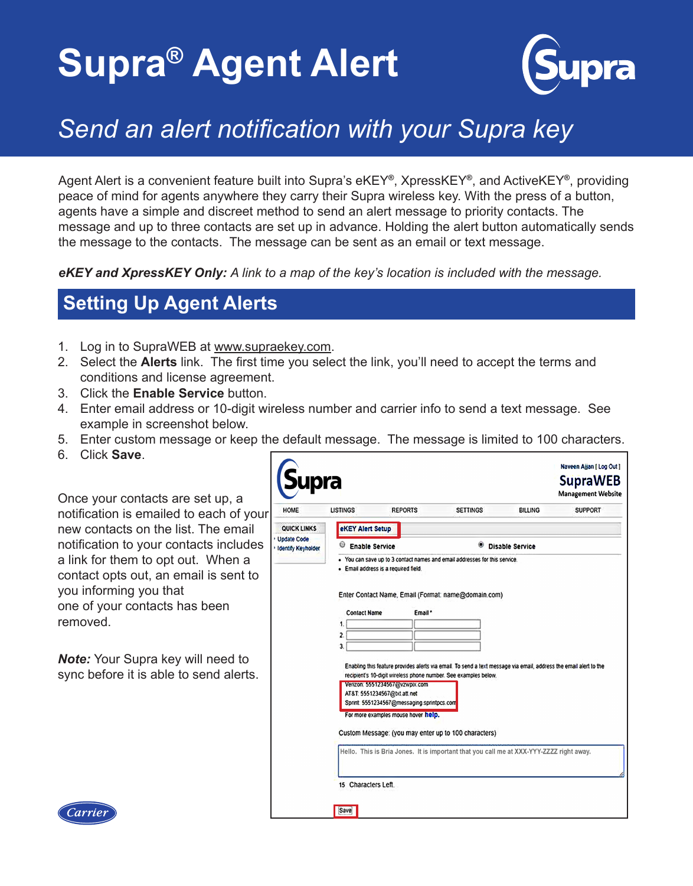# Supra® Agent Alert

*Send an alert notification with your Supra key*

Agent Alert is a convenient feature built into Supra's eKEY®, XpressKEY®, and ActiveKEY®, providing peace of mind for agents anywhere they carry their Supra wireless key. With the press of a button, agents have a simple and discreet method to send an alert message to priority contacts. The message and up to three contacts are set up in advance. Holding the alert button automatically sends the message to the contacts. The message can be sent as an email or text message.

***eKEY and XpressKEY Only:*** *A link to a map of the key's location is included with the message.*

## Setting Up Agent Alerts

1. Log in to SupraWEB at www.supraekey.com.
2. Select the **Alerts** link. The first time you select the link, you'll need to accept the terms and conditions and license agreement.
3. Click the **Enable Service** button.
4. Enter email address or 10-digit wireless number and carrier info to send a text message. See example in screenshot below.
5. Enter custom message or keep the default message. The message is limited to 100 characters.
6. Click **Save**.

Once your contacts are set up, a notification is emailed to each of your new contacts on the list. The email notification to your contacts includes a link for them to opt out. When a contact opts out, an email is sent to you informing you that one of your contacts has been removed.

***Note:*** Your Supra key will need to sync before it is able to send alerts.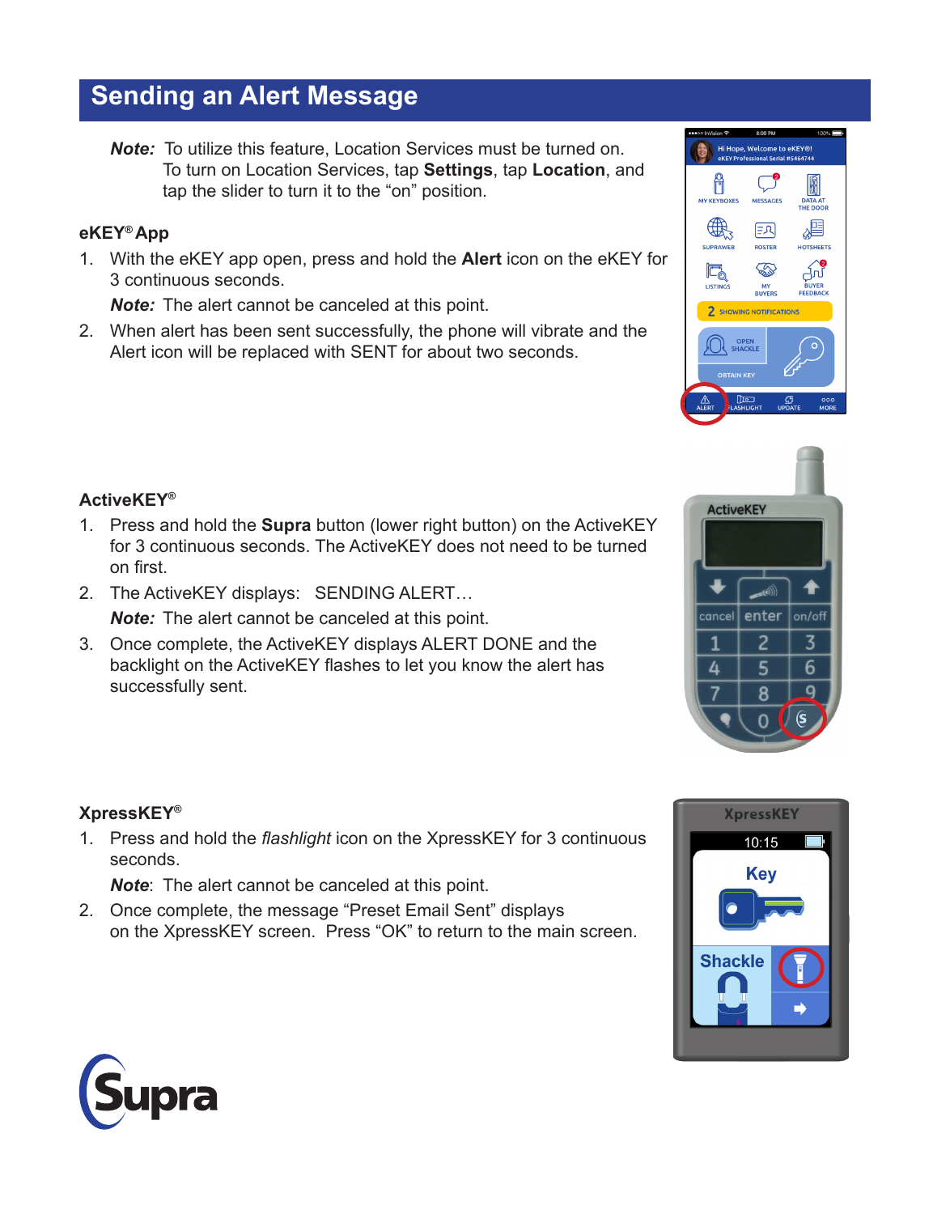# Sending an Alert Message

***Note:*** To utilize this feature, Location Services must be turned on. To turn on Location Services, tap **Settings**, tap **Location**, and tap the slider to turn it to the "on" position.

### eKEY® App

1. With the eKEY app open, press and hold the **Alert** icon on the eKEY for 3 continuous seconds.

   ***Note:*** The alert cannot be canceled at this point.

2. When alert has been sent successfully, the phone will vibrate and the Alert icon will be replaced with SENT for about two seconds.

### ActiveKEY®

1. Press and hold the **Supra** button (lower right button) on the ActiveKEY for 3 continuous seconds. The ActiveKEY does not need to be turned on first.
2. The ActiveKEY displays: SENDING ALERT…

   ***Note:*** The alert cannot be canceled at this point.

3. Once complete, the ActiveKEY displays ALERT DONE and the backlight on the ActiveKEY flashes to let you know the alert has successfully sent.

### XpressKEY®

1. Press and hold the *flashlight* icon on the XpressKEY for 3 continuous seconds.

   ***Note***: The alert cannot be canceled at this point.

2. Once complete, the message "Preset Email Sent" displays on the XpressKEY screen. Press "OK" to return to the main screen.